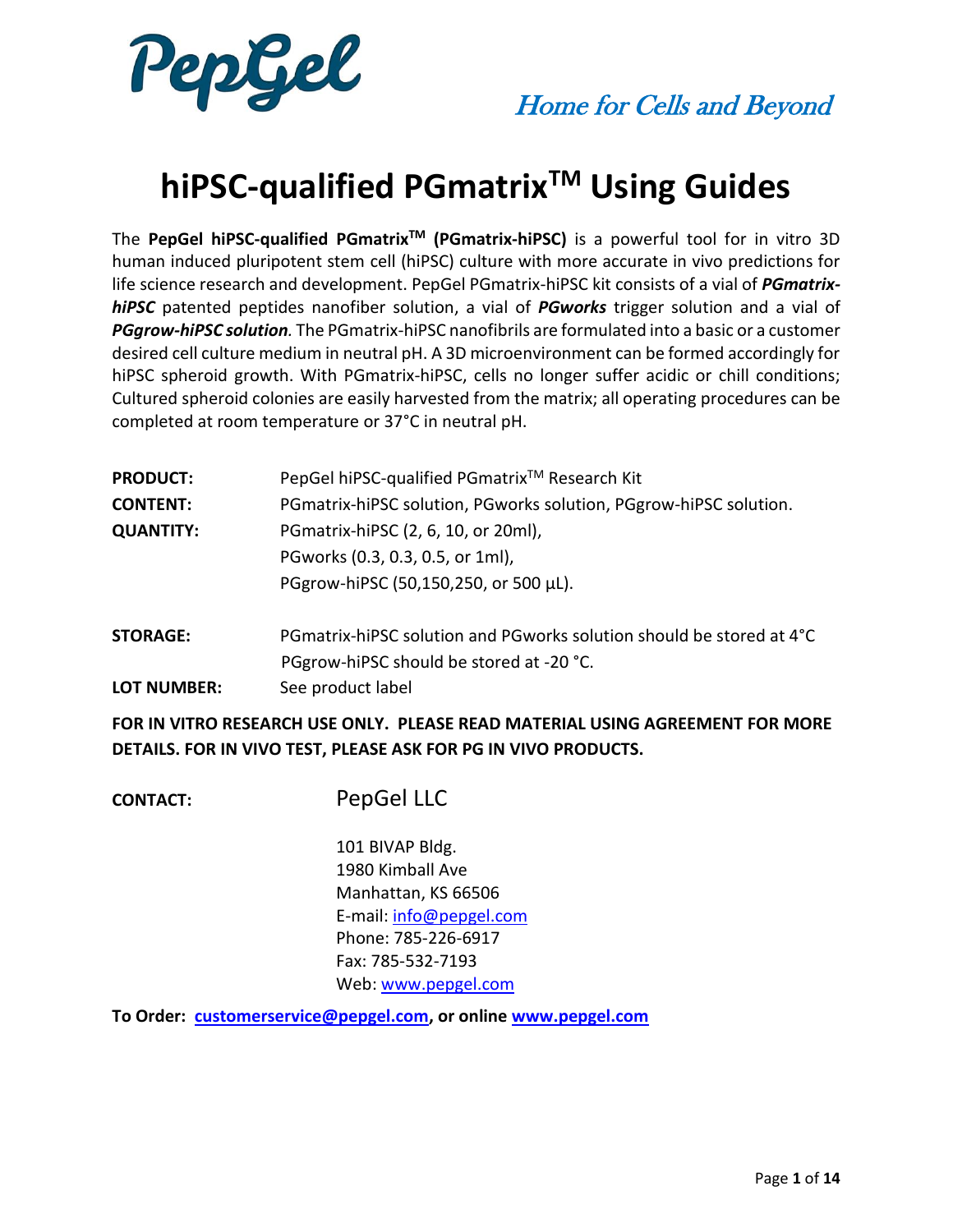PepGel

*Home for Cells and Beyond*

# hiPSC-qualified PGmatrix™ Using Guides

The **PepGel hiPSC-qualified PGmatrix™ (PGmatrix-hiPSC)** is a powerful tool for in vitro 3D human induced pluripotent stem cell (hiPSC) culture with more accurate in vivo predictions for life science research and development. PepGel PGmatrix-hiPSC kit consists of a vial of ***PGmatrix-hiPSC*** patented peptides nanofiber solution, a vial of ***PGworks*** trigger solution and a vial of ***PGgrow-hiPSC solution****.* The PGmatrix-hiPSC nanofibrils are formulated into a basic or a customer desired cell culture medium in neutral pH. A 3D microenvironment can be formed accordingly for hiPSC spheroid growth. With PGmatrix-hiPSC, cells no longer suffer acidic or chill conditions; Cultured spheroid colonies are easily harvested from the matrix; all operating procedures can be completed at room temperature or 37°C in neutral pH.

**PRODUCT:** PepGel hiPSC-qualified PGmatrix™ Research Kit

**CONTENT:** PGmatrix-hiPSC solution, PGworks solution, PGgrow-hiPSC solution.

**QUANTITY:** PGmatrix-hiPSC (2, 6, 10, or 20ml),
PGworks (0.3, 0.3, 0.5, or 1ml),
PGgrow-hiPSC (50,150,250, or 500 µL).

**STORAGE:** PGmatrix-hiPSC solution and PGworks solution should be stored at 4°C
PGgrow-hiPSC should be stored at -20 °C.

**LOT NUMBER:** See product label

**FOR IN VITRO RESEARCH USE ONLY. PLEASE READ MATERIAL USING AGREEMENT FOR MORE DETAILS. FOR IN VIVO TEST, PLEASE ASK FOR PG IN VIVO PRODUCTS.**

**CONTACT:** PepGel LLC

101 BIVAP Bldg.
1980 Kimball Ave
Manhattan, KS 66506
E-mail: info@pepgel.com
Phone: 785-226-6917
Fax: 785-532-7193
Web: www.pepgel.com

**To Order: customerservice@pepgel.com, or online www.pepgel.com**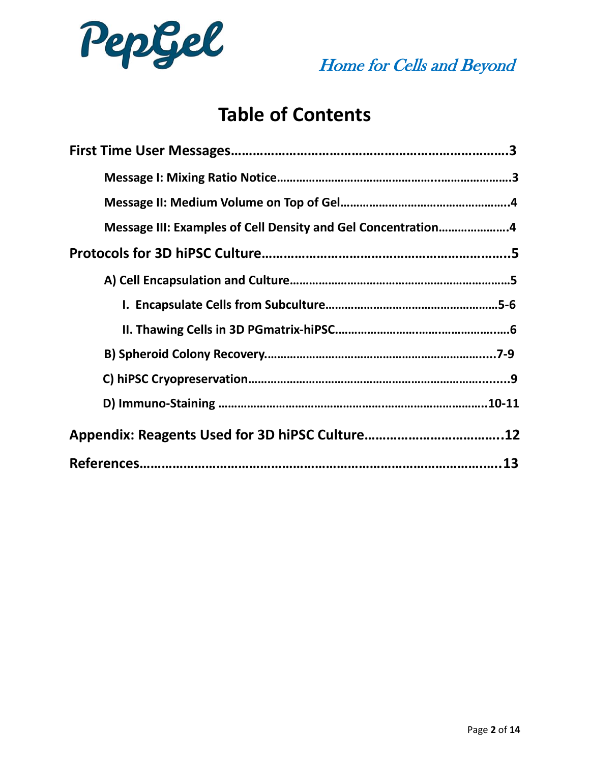# Table of Contents

**First Time User Messages……………………………………………………………3**

- **Message I: Mixing Ratio Notice……………………………………………………………3**
- **Message II: Medium Volume on Top of Gel………………………………………………4**
- **Message III: Examples of Cell Density and Gel Concentration…………………4**

**Protocols for 3D hiPSC Culture………………………………………………………..5**

- **A) Cell Encapsulation and Culture…………………………………………………………5**
  - **I. Encapsulate Cells from Subculture…………………………………………………5-6**
  - **II. Thawing Cells in 3D PGmatrix-hiPSC……………………………………………6**
- **B) Spheroid Colony Recovery……………………………………………………………..7-9**
- **C) hiPSC Cryopreservation………………………………………………………………..9**
- **D) Immuno-Staining ……………………………………………………………………….10-11**

**Appendix: Reagents Used for 3D hiPSC Culture………………………………..12**

**References……………………………………………………………………………………..13**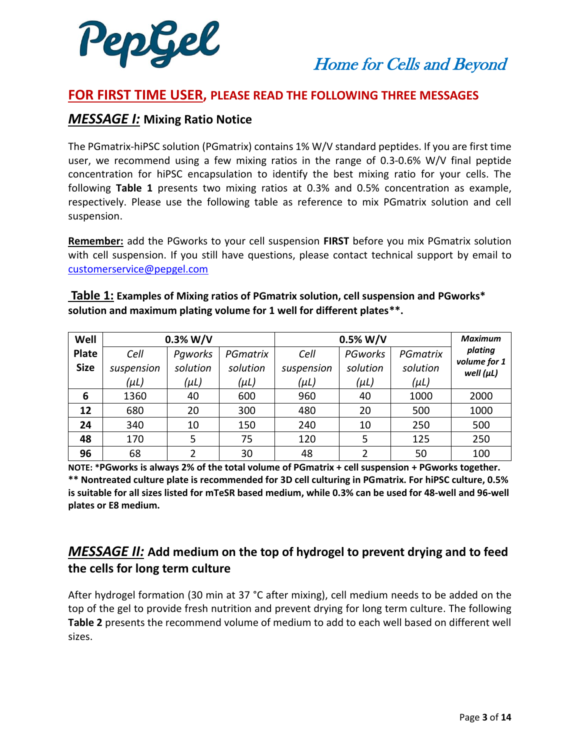## FOR FIRST TIME USER, PLEASE READ THE FOLLOWING THREE MESSAGES

### *MESSAGE I:* Mixing Ratio Notice

The PGmatrix-hiPSC solution (PGmatrix) contains 1% W/V standard peptides. If you are first time user, we recommend using a few mixing ratios in the range of 0.3-0.6% W/V final peptide concentration for hiPSC encapsulation to identify the best mixing ratio for your cells. The following **Table 1** presents two mixing ratios at 0.3% and 0.5% concentration as example, respectively. Please use the following table as reference to mix PGmatrix solution and cell suspension.

**Remember:** add the PGworks to your cell suspension **FIRST** before you mix PGmatrix solution with cell suspension. If you still have questions, please contact technical support by email to customerservice@pepgel.com

**Table 1: Examples of Mixing ratios of PGmatrix solution, cell suspension and PGworks* solution and maximum plating volume for 1 well for different plates\*\*.**

| Well Plate Size | 0.3% W/V | | | 0.5% W/V | | | *Maximum plating volume for 1 well (μL)* |
|---|---|---|---|---|---|---|---|
| | *Cell suspension (μL)* | *Pgworks solution (μL)* | *PGmatrix solution (μL)* | *Cell suspension (μL)* | *PGworks solution (μL)* | *PGmatrix solution (μL)* | |
| **6** | 1360 | 40 | 600 | 960 | 40 | 1000 | 2000 |
| **12** | 680 | 20 | 300 | 480 | 20 | 500 | 1000 |
| **24** | 340 | 10 | 150 | 240 | 10 | 250 | 500 |
| **48** | 170 | 5 | 75 | 120 | 5 | 125 | 250 |
| **96** | 68 | 2 | 30 | 48 | 2 | 50 | 100 |

**NOTE: *PGworks is always 2% of the total volume of PGmatrix + cell suspension + PGworks together.**
**\*\* Nontreated culture plate is recommended for 3D cell culturing in PGmatrix. For hiPSC culture, 0.5% is suitable for all sizes listed for mTeSR based medium, while 0.3% can be used for 48-well and 96-well plates or E8 medium.**

### *MESSAGE II:* Add medium on the top of hydrogel to prevent drying and to feed the cells for long term culture

After hydrogel formation (30 min at 37 °C after mixing), cell medium needs to be added on the top of the gel to provide fresh nutrition and prevent drying for long term culture. The following **Table 2** presents the recommend volume of medium to add to each well based on different well sizes.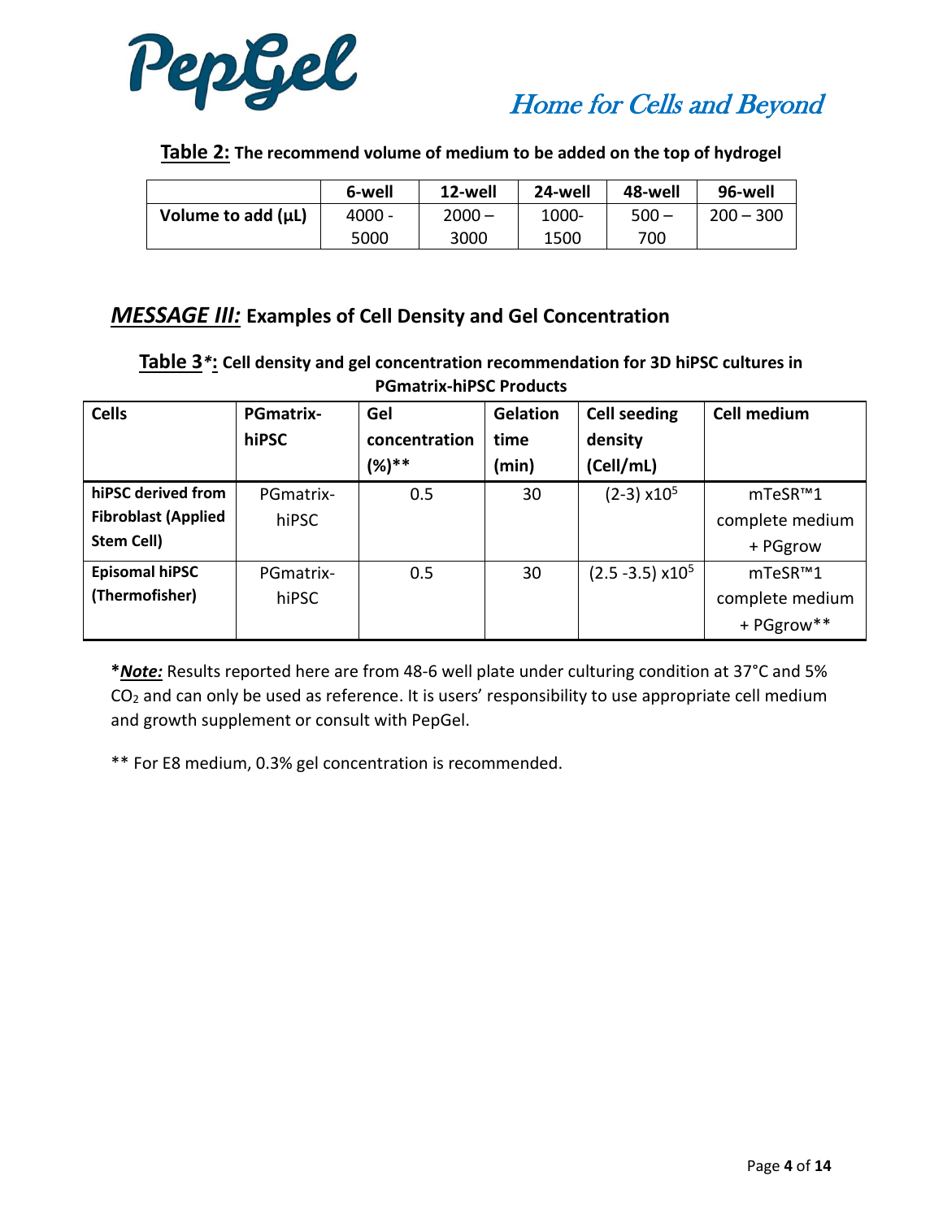**Table 2:** **The recommend volume of medium to be added on the top of hydrogel**

| | 6-well | 12-well | 24-well | 48-well | 96-well |
|---|---|---|---|---|---|
| **Volume to add (µL)** | 4000 - 5000 | 2000 – 3000 | 1000- 1500 | 500 – 700 | 200 – 300 |

## *MESSAGE III:* Examples of Cell Density and Gel Concentration

**Table 3*:** **Cell density and gel concentration recommendation for 3D hiPSC cultures in PGmatrix-hiPSC Products**

| Cells | PGmatrix-hiPSC | Gel concentration (%)** | Gelation time (min) | Cell seeding density (Cell/mL) | Cell medium |
|---|---|---|---|---|---|
| **hiPSC derived from Fibroblast (Applied Stem Cell)** | PGmatrix-hiPSC | 0.5 | 30 | $(2\text{-}3) \times 10^5$ | mTeSR™1 complete medium + PGgrow |
| **Episomal hiPSC (Thermofisher)** | PGmatrix-hiPSC | 0.5 | 30 | $(2.5\text{-}3.5) \times 10^5$ | mTeSR™1 complete medium + PGgrow** |

***Note:*** Results reported here are from 48-6 well plate under culturing condition at 37°C and 5% $CO_2$ and can only be used as reference. It is users' responsibility to use appropriate cell medium and growth supplement or consult with PepGel.

** For E8 medium, 0.3% gel concentration is recommended.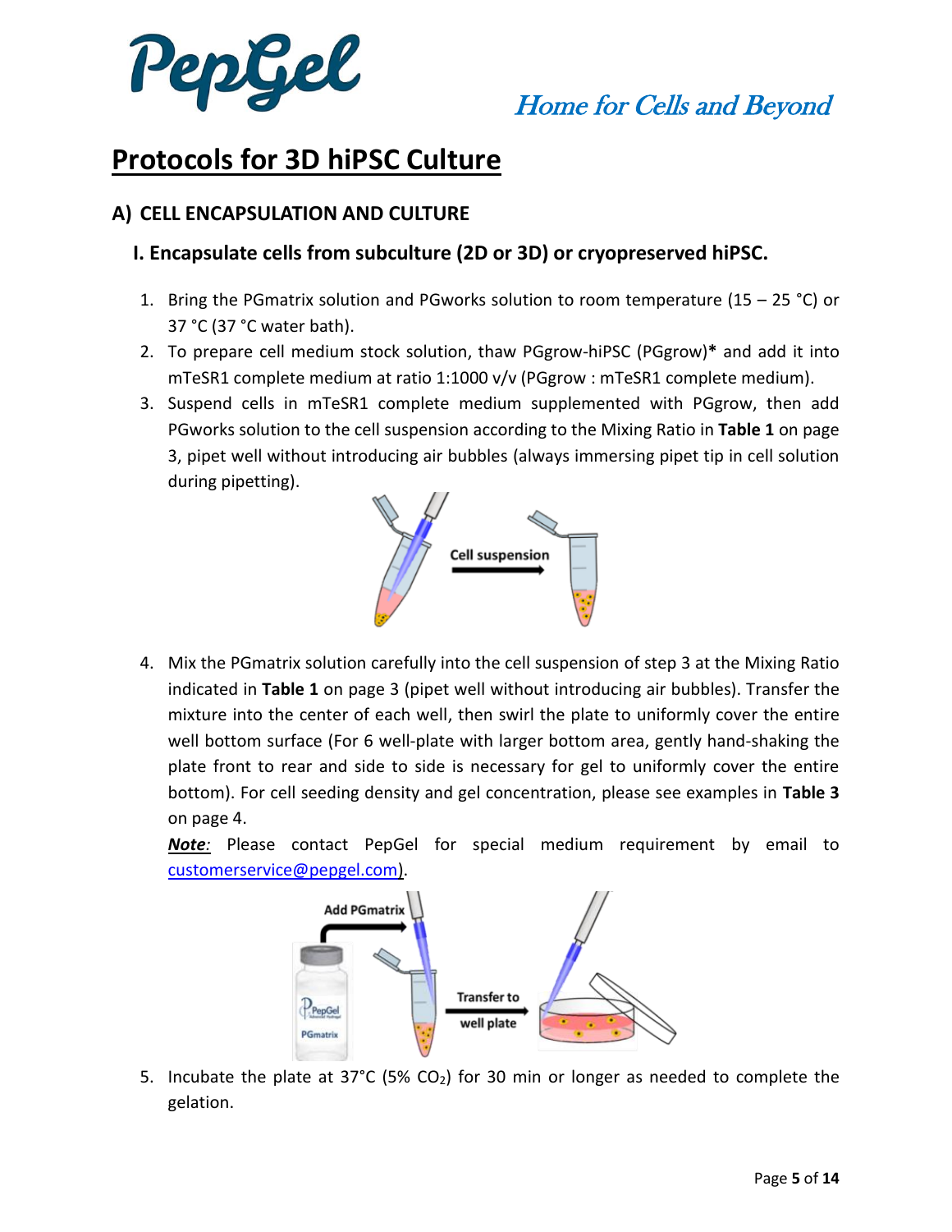# Protocols for 3D hiPSC Culture

## A) CELL ENCAPSULATION AND CULTURE

### I. Encapsulate cells from subculture (2D or 3D) or cryopreserved hiPSC.

1. Bring the PGmatrix solution and PGworks solution to room temperature (15 – 25 °C) or 37 °C (37 °C water bath).
2. To prepare cell medium stock solution, thaw PGgrow-hiPSC (PGgrow)**\*** and add it into mTeSR1 complete medium at ratio 1:1000 v/v (PGgrow : mTeSR1 complete medium).
3. Suspend cells in mTeSR1 complete medium supplemented with PGgrow, then add PGworks solution to the cell suspension according to the Mixing Ratio in **Table 1** on page 3, pipet well without introducing air bubbles (always immersing pipet tip in cell solution during pipetting).

   Cell suspension

4. Mix the PGmatrix solution carefully into the cell suspension of step 3 at the Mixing Ratio indicated in **Table 1** on page 3 (pipet well without introducing air bubbles). Transfer the mixture into the center of each well, then swirl the plate to uniformly cover the entire well bottom surface (For 6 well-plate with larger bottom area, gently hand-shaking the plate front to rear and side to side is necessary for gel to uniformly cover the entire bottom). For cell seeding density and gel concentration, please see examples in **Table 3** on page 4.

   ***Note:*** Please contact PepGel for special medium requirement by email to customerservice@pepgel.com).

   Add PGmatrix

   Transfer to well plate

5. Incubate the plate at 37°C (5% $CO_2$) for 30 min or longer as needed to complete the gelation.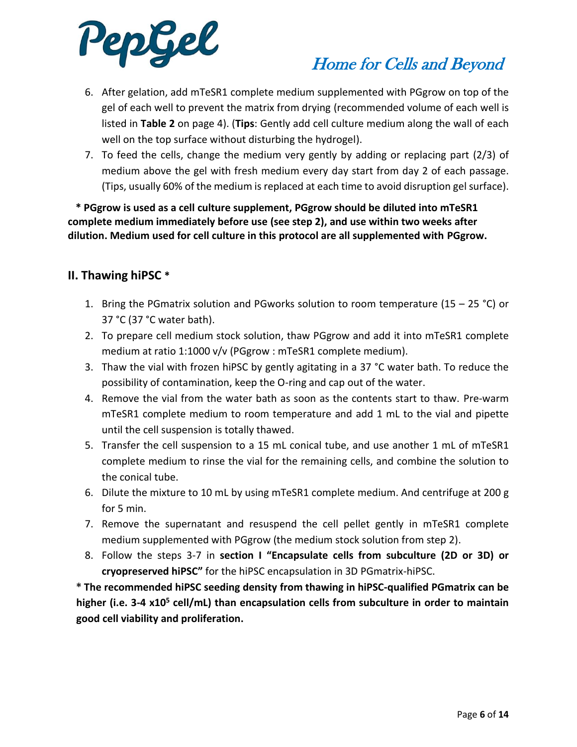6. After gelation, add mTeSR1 complete medium supplemented with PGgrow on top of the gel of each well to prevent the matrix from drying (recommended volume of each well is listed in **Table 2** on page 4). (**Tips**: Gently add cell culture medium along the wall of each well on the top surface without disturbing the hydrogel).
7. To feed the cells, change the medium very gently by adding or replacing part (2/3) of medium above the gel with fresh medium every day start from day 2 of each passage. (Tips, usually 60% of the medium is replaced at each time to avoid disruption gel surface).

**\* PGgrow is used as a cell culture supplement, PGgrow should be diluted into mTeSR1 complete medium immediately before use (see step 2), and use within two weeks after dilution. Medium used for cell culture in this protocol are all supplemented with PGgrow.**

## II. Thawing hiPSC *

1. Bring the PGmatrix solution and PGworks solution to room temperature (15 – 25 °C) or 37 °C (37 °C water bath).
2. To prepare cell medium stock solution, thaw PGgrow and add it into mTeSR1 complete medium at ratio 1:1000 v/v (PGgrow : mTeSR1 complete medium).
3. Thaw the vial with frozen hiPSC by gently agitating in a 37 °C water bath. To reduce the possibility of contamination, keep the O-ring and cap out of the water.
4. Remove the vial from the water bath as soon as the contents start to thaw. Pre-warm mTeSR1 complete medium to room temperature and add 1 mL to the vial and pipette until the cell suspension is totally thawed.
5. Transfer the cell suspension to a 15 mL conical tube, and use another 1 mL of mTeSR1 complete medium to rinse the vial for the remaining cells, and combine the solution to the conical tube.
6. Dilute the mixture to 10 mL by using mTeSR1 complete medium. And centrifuge at 200 g for 5 min.
7. Remove the supernatant and resuspend the cell pellet gently in mTeSR1 complete medium supplemented with PGgrow (the medium stock solution from step 2).
8. Follow the steps 3-7 in **section I "Encapsulate cells from subculture (2D or 3D) or cryopreserved hiPSC"** for the hiPSC encapsulation in 3D PGmatrix-hiPSC.

**\* The recommended hiPSC seeding density from thawing in hiPSC-qualified PGmatrix can be higher (i.e. 3-4 x$10^5$ cell/mL) than encapsulation cells from subculture in order to maintain good cell viability and proliferation.**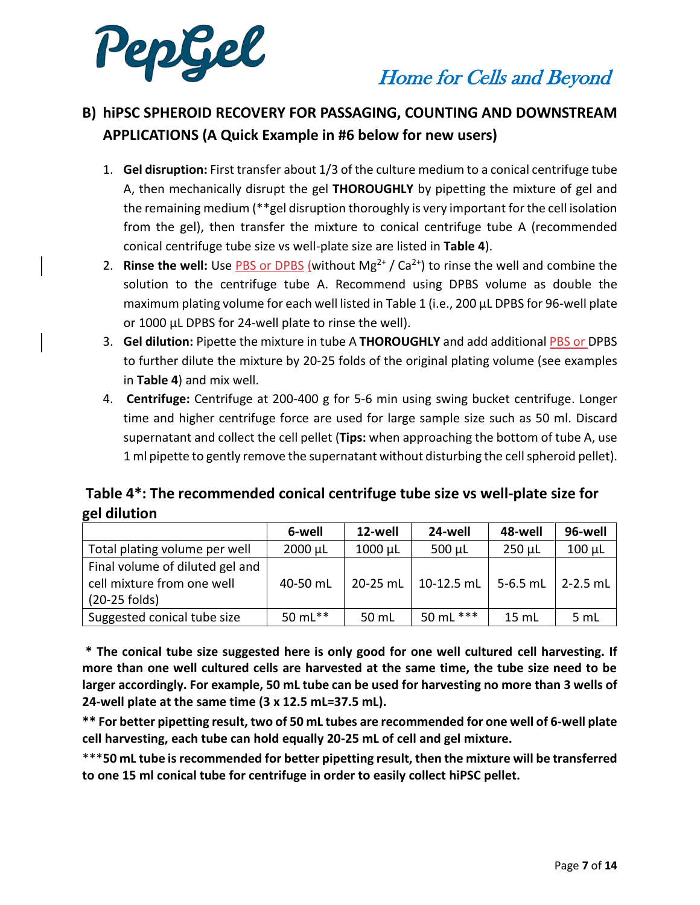## B) hiPSC SPHEROID RECOVERY FOR PASSAGING, COUNTING AND DOWNSTREAM APPLICATIONS (A Quick Example in #6 below for new users)

1. **Gel disruption:** First transfer about 1/3 of the culture medium to a conical centrifuge tube A, then mechanically disrupt the gel **THOROUGHLY** by pipetting the mixture of gel and the remaining medium (**gel disruption thoroughly is very important for the cell isolation from the gel), then transfer the mixture to conical centrifuge tube A (recommended conical centrifuge tube size vs well-plate size are listed in **Table 4**).
2. **Rinse the well:** Use PBS or DPBS (without $Mg^{2+}$ / $Ca^{2+}$) to rinse the well and combine the solution to the centrifuge tube A. Recommend using DPBS volume as double the maximum plating volume for each well listed in Table 1 (i.e., 200 µL DPBS for 96-well plate or 1000 µL DPBS for 24-well plate to rinse the well).
3. **Gel dilution:** Pipette the mixture in tube A **THOROUGHLY** and add additional PBS or DPBS to further dilute the mixture by 20-25 folds of the original plating volume (see examples in **Table 4**) and mix well.
4. **Centrifuge:** Centrifuge at 200-400 g for 5-6 min using swing bucket centrifuge. Longer time and higher centrifuge force are used for large sample size such as 50 ml. Discard supernatant and collect the cell pellet (**Tips:** when approaching the bottom of tube A, use 1 ml pipette to gently remove the supernatant without disturbing the cell spheroid pellet).

### Table 4*: The recommended conical centrifuge tube size vs well-plate size for gel dilution

| | 6-well | 12-well | 24-well | 48-well | 96-well |
|---|---|---|---|---|---|
| Total plating volume per well | 2000 µL | 1000 µL | 500 µL | 250 µL | 100 µL |
| Final volume of diluted gel and cell mixture from one well (20-25 folds) | 40-50 mL | 20-25 mL | 10-12.5 mL | 5-6.5 mL | 2-2.5 mL |
| Suggested conical tube size | 50 mL** | 50 mL | 50 mL *** | 15 mL | 5 mL |

**\* The conical tube size suggested here is only good for one well cultured cell harvesting. If more than one well cultured cells are harvested at the same time, the tube size need to be larger accordingly. For example, 50 mL tube can be used for harvesting no more than 3 wells of 24-well plate at the same time (3 x 12.5 mL=37.5 mL).**

**\*\* For better pipetting result, two of 50 mL tubes are recommended for one well of 6-well plate cell harvesting, each tube can hold equally 20-25 mL of cell and gel mixture.**

\*\*\***50 mL tube is recommended for better pipetting result, then the mixture will be transferred to one 15 ml conical tube for centrifuge in order to easily collect hiPSC pellet.**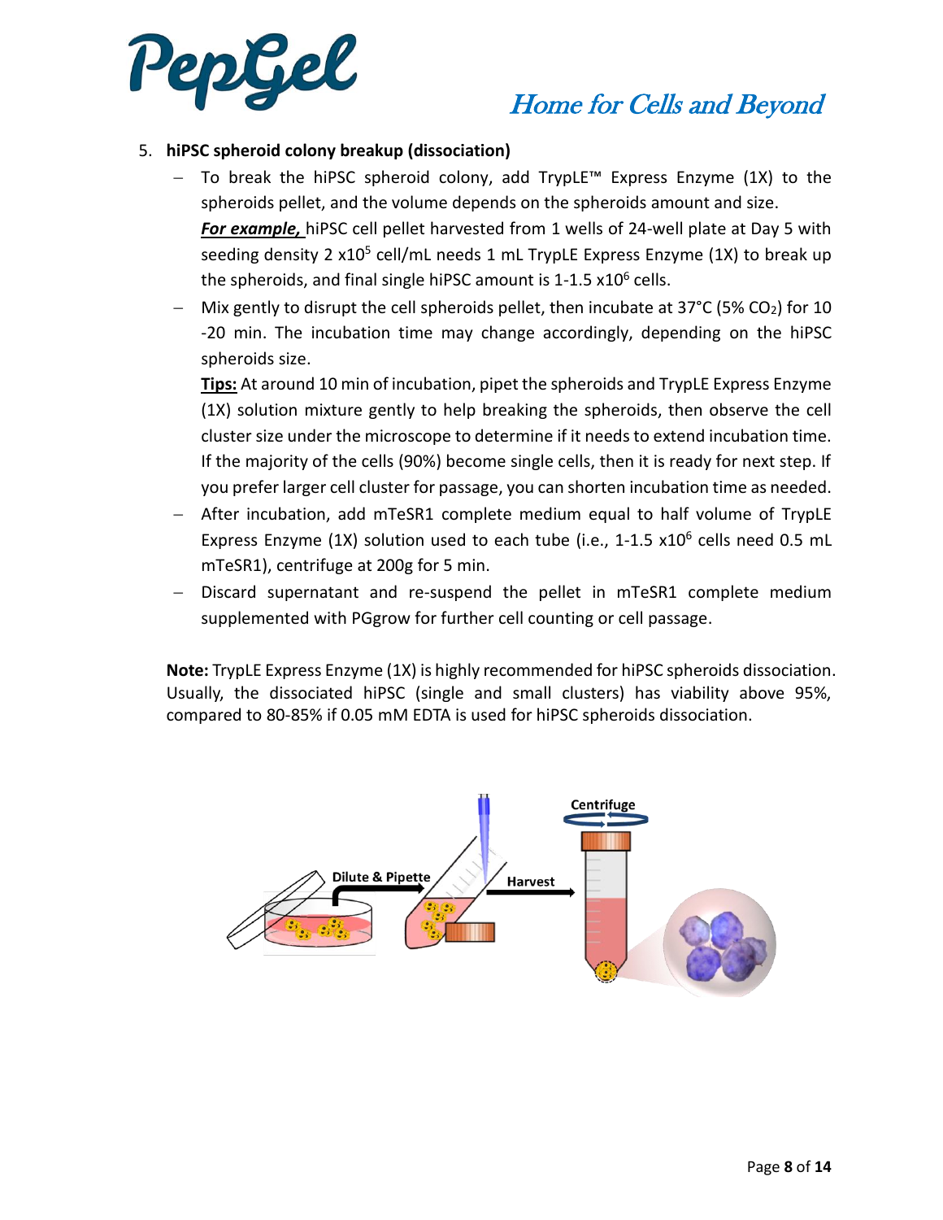5. **hiPSC spheroid colony breakup (dissociation)**
   - To break the hiPSC spheroid colony, add TrypLE™ Express Enzyme (1X) to the spheroids pellet, and the volume depends on the spheroids amount and size.
     ***For example,*** hiPSC cell pellet harvested from 1 wells of 24-well plate at Day 5 with seeding density 2 x$10^5$ cell/mL needs 1 mL TrypLE Express Enzyme (1X) to break up the spheroids, and final single hiPSC amount is 1-1.5 x$10^6$ cells.
   - Mix gently to disrupt the cell spheroids pellet, then incubate at 37°C (5% $CO_2$) for 10 -20 min. The incubation time may change accordingly, depending on the hiPSC spheroids size.
     **Tips:** At around 10 min of incubation, pipet the spheroids and TrypLE Express Enzyme (1X) solution mixture gently to help breaking the spheroids, then observe the cell cluster size under the microscope to determine if it needs to extend incubation time. If the majority of the cells (90%) become single cells, then it is ready for next step. If you prefer larger cell cluster for passage, you can shorten incubation time as needed.
   - After incubation, add mTeSR1 complete medium equal to half volume of TrypLE Express Enzyme (1X) solution used to each tube (i.e., 1-1.5 x$10^6$ cells need 0.5 mL mTeSR1), centrifuge at 200g for 5 min.
   - Discard supernatant and re-suspend the pellet in mTeSR1 complete medium supplemented with PGgrow for further cell counting or cell passage.

**Note:** TrypLE Express Enzyme (1X) is highly recommended for hiPSC spheroids dissociation. Usually, the dissociated hiPSC (single and small clusters) has viability above 95%, compared to 80-85% if 0.05 mM EDTA is used for hiPSC spheroids dissociation.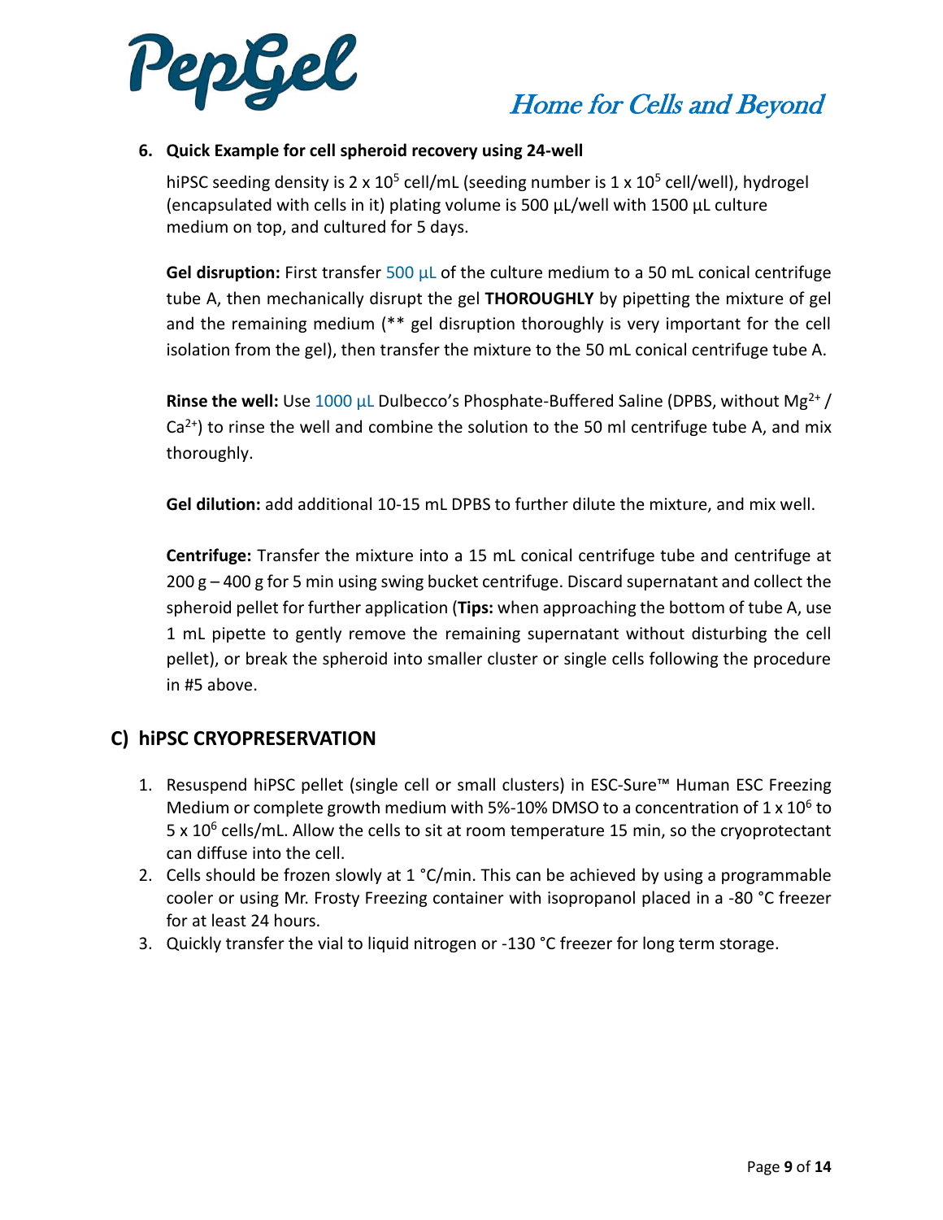6. **Quick Example for cell spheroid recovery using 24-well**

   hiPSC seeding density is 2 x $10^5$ cell/mL (seeding number is 1 x $10^5$ cell/well), hydrogel (encapsulated with cells in it) plating volume is 500 µL/well with 1500 µL culture medium on top, and cultured for 5 days.

   **Gel disruption:** First transfer 500 µL of the culture medium to a 50 mL conical centrifuge tube A, then mechanically disrupt the gel **THOROUGHLY** by pipetting the mixture of gel and the remaining medium (** gel disruption thoroughly is very important for the cell isolation from the gel), then transfer the mixture to the 50 mL conical centrifuge tube A.

   **Rinse the well:** Use 1000 µL Dulbecco's Phosphate-Buffered Saline (DPBS, without $Mg^{2+}$ / $Ca^{2+}$) to rinse the well and combine the solution to the 50 ml centrifuge tube A, and mix thoroughly.

   **Gel dilution:** add additional 10-15 mL DPBS to further dilute the mixture, and mix well.

   **Centrifuge:** Transfer the mixture into a 15 mL conical centrifuge tube and centrifuge at 200 g – 400 g for 5 min using swing bucket centrifuge. Discard supernatant and collect the spheroid pellet for further application (**Tips:** when approaching the bottom of tube A, use 1 mL pipette to gently remove the remaining supernatant without disturbing the cell pellet), or break the spheroid into smaller cluster or single cells following the procedure in #5 above.

## C) hiPSC CRYOPRESERVATION

1. Resuspend hiPSC pellet (single cell or small clusters) in ESC-Sure™ Human ESC Freezing Medium or complete growth medium with 5%-10% DMSO to a concentration of 1 x $10^6$ to 5 x $10^6$ cells/mL. Allow the cells to sit at room temperature 15 min, so the cryoprotectant can diffuse into the cell.
2. Cells should be frozen slowly at 1 °C/min. This can be achieved by using a programmable cooler or using Mr. Frosty Freezing container with isopropanol placed in a -80 °C freezer for at least 24 hours.
3. Quickly transfer the vial to liquid nitrogen or -130 °C freezer for long term storage.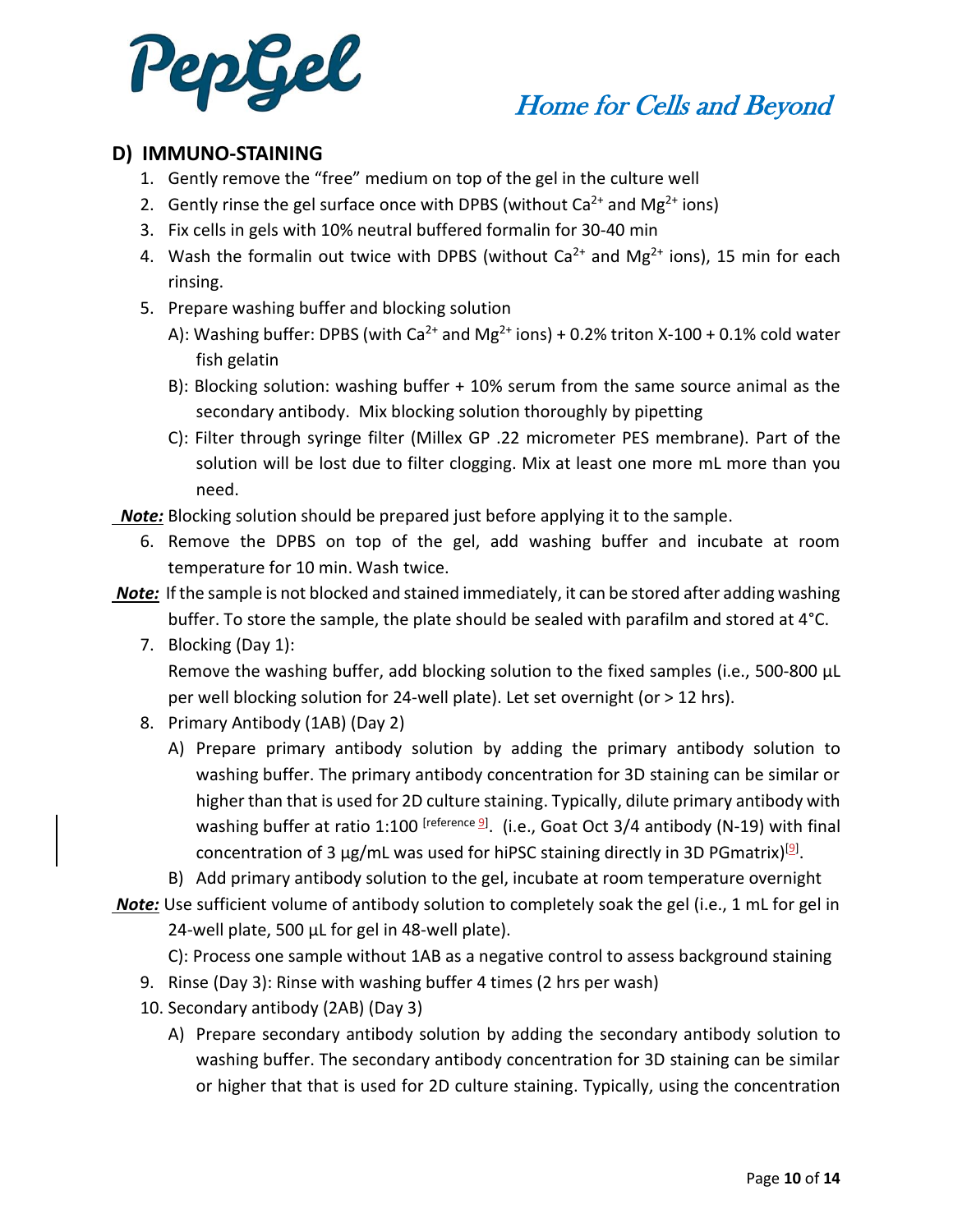## D) IMMUNO-STAINING

1. Gently remove the "free" medium on top of the gel in the culture well
2. Gently rinse the gel surface once with DPBS (without $Ca^{2+}$ and $Mg^{2+}$ ions)
3. Fix cells in gels with 10% neutral buffered formalin for 30-40 min
4. Wash the formalin out twice with DPBS (without $Ca^{2+}$ and $Mg^{2+}$ ions), 15 min for each rinsing.
5. Prepare washing buffer and blocking solution

   A): Washing buffer: DPBS (with $Ca^{2+}$ and $Mg^{2+}$ ions) + 0.2% triton X-100 + 0.1% cold water fish gelatin

   B): Blocking solution: washing buffer + 10% serum from the same source animal as the secondary antibody. Mix blocking solution thoroughly by pipetting

   C): Filter through syringe filter (Millex GP .22 micrometer PES membrane). Part of the solution will be lost due to filter clogging. Mix at least one more mL more than you need.

***Note:*** Blocking solution should be prepared just before applying it to the sample.

6. Remove the DPBS on top of the gel, add washing buffer and incubate at room temperature for 10 min. Wash twice.

***Note:*** If the sample is not blocked and stained immediately, it can be stored after adding washing buffer. To store the sample, the plate should be sealed with parafilm and stored at 4°C.

7. Blocking (Day 1):

   Remove the washing buffer, add blocking solution to the fixed samples (i.e., 500-800 µL per well blocking solution for 24-well plate). Let set overnight (or > 12 hrs).

8. Primary Antibody (1AB) (Day 2)

   A) Prepare primary antibody solution by adding the primary antibody solution to washing buffer. The primary antibody concentration for 3D staining can be similar or higher than that is used for 2D culture staining. Typically, dilute primary antibody with washing buffer at ratio 1:100 [reference 9]. (i.e., Goat Oct 3/4 antibody (N-19) with final concentration of 3 µg/mL was used for hiPSC staining directly in 3D PGmatrix)[9].

   B) Add primary antibody solution to the gel, incubate at room temperature overnight

***Note:*** Use sufficient volume of antibody solution to completely soak the gel (i.e., 1 mL for gel in 24-well plate, 500 µL for gel in 48-well plate).

   C): Process one sample without 1AB as a negative control to assess background staining

9. Rinse (Day 3): Rinse with washing buffer 4 times (2 hrs per wash)
10. Secondary antibody (2AB) (Day 3)

    A) Prepare secondary antibody solution by adding the secondary antibody solution to washing buffer. The secondary antibody concentration for 3D staining can be similar or higher that that is used for 2D culture staining. Typically, using the concentration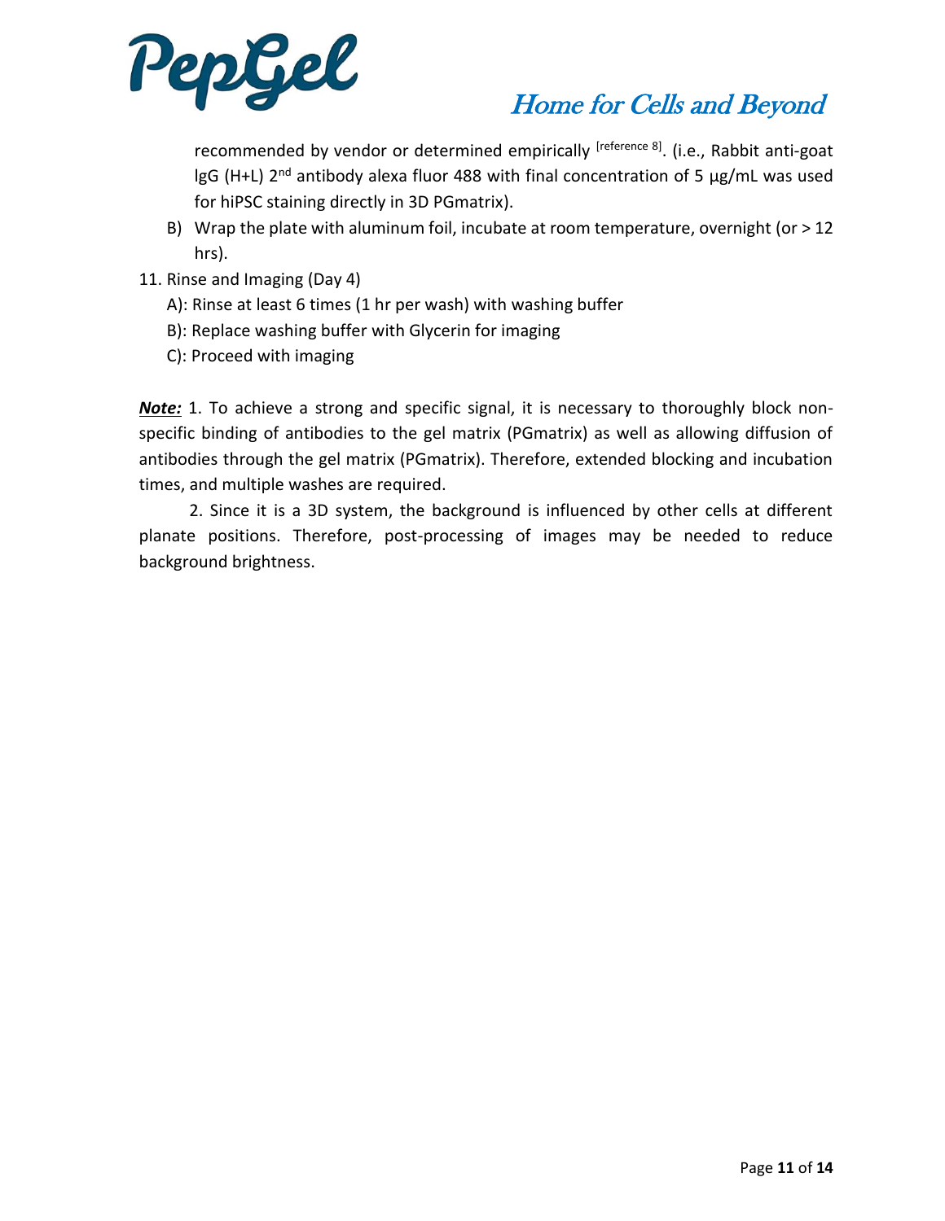recommended by vendor or determined empirically [reference 8]. (i.e., Rabbit anti-goat IgG (H+L) 2nd antibody alexa fluor 488 with final concentration of 5 µg/mL was used for hiPSC staining directly in 3D PGmatrix).

B) Wrap the plate with aluminum foil, incubate at room temperature, overnight (or > 12 hrs).

11. Rinse and Imaging (Day 4)
    - A): Rinse at least 6 times (1 hr per wash) with washing buffer
    - B): Replace washing buffer with Glycerin for imaging
    - C): Proceed with imaging

***Note:*** 1. To achieve a strong and specific signal, it is necessary to thoroughly block non-specific binding of antibodies to the gel matrix (PGmatrix) as well as allowing diffusion of antibodies through the gel matrix (PGmatrix). Therefore, extended blocking and incubation times, and multiple washes are required.

2. Since it is a 3D system, the background is influenced by other cells at different planate positions. Therefore, post-processing of images may be needed to reduce background brightness.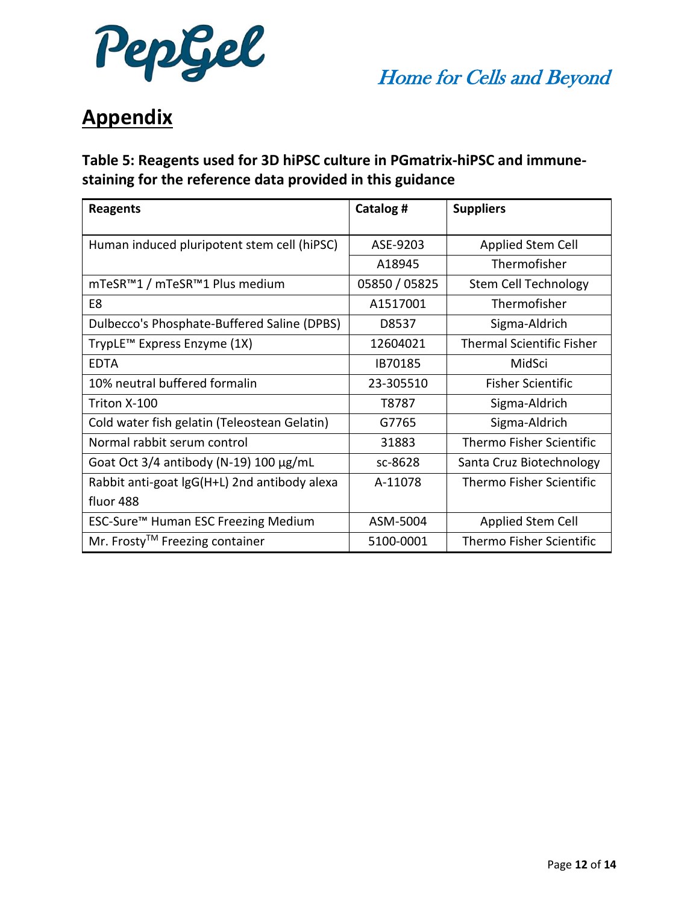# Appendix

### Table 5: Reagents used for 3D hiPSC culture in PGmatrix-hiPSC and immune-staining for the reference data provided in this guidance

| Reagents | Catalog # | Suppliers |
| --- | --- | --- |
| Human induced pluripotent stem cell (hiPSC) | ASE-9203 | Applied Stem Cell |
| | A18945 | Thermofisher |
| mTeSR™1 / mTeSR™1 Plus medium | 05850 / 05825 | Stem Cell Technology |
| E8 | A1517001 | Thermofisher |
| Dulbecco's Phosphate-Buffered Saline (DPBS) | D8537 | Sigma-Aldrich |
| TrypLE™ Express Enzyme (1X) | 12604021 | Thermal Scientific Fisher |
| EDTA | IB70185 | MidSci |
| 10% neutral buffered formalin | 23-305510 | Fisher Scientific |
| Triton X-100 | T8787 | Sigma-Aldrich |
| Cold water fish gelatin (Teleostean Gelatin) | G7765 | Sigma-Aldrich |
| Normal rabbit serum control | 31883 | Thermo Fisher Scientific |
| Goat Oct 3/4 antibody (N-19) 100 µg/mL | sc-8628 | Santa Cruz Biotechnology |
| Rabbit anti-goat IgG(H+L) 2nd antibody alexa fluor 488 | A-11078 | Thermo Fisher Scientific |
| ESC-Sure™ Human ESC Freezing Medium | ASM-5004 | Applied Stem Cell |
| Mr. Frosty™ Freezing container | 5100-0001 | Thermo Fisher Scientific |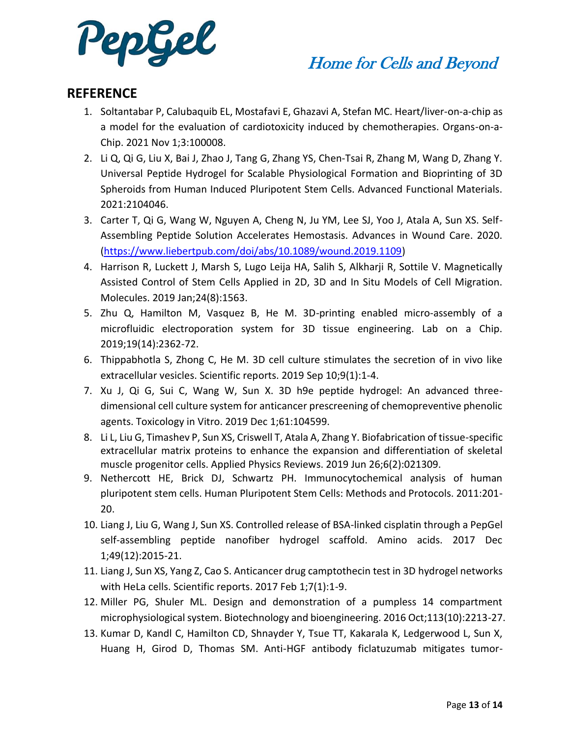## REFERENCE

1. Soltantabar P, Calubaquib EL, Mostafavi E, Ghazavi A, Stefan MC. Heart/liver-on-a-chip as a model for the evaluation of cardiotoxicity induced by chemotherapies. Organs-on-a-Chip. 2021 Nov 1;3:100008.
2. Li Q, Qi G, Liu X, Bai J, Zhao J, Tang G, Zhang YS, Chen-Tsai R, Zhang M, Wang D, Zhang Y. Universal Peptide Hydrogel for Scalable Physiological Formation and Bioprinting of 3D Spheroids from Human Induced Pluripotent Stem Cells. Advanced Functional Materials. 2021:2104046.
3. Carter T, Qi G, Wang W, Nguyen A, Cheng N, Ju YM, Lee SJ, Yoo J, Atala A, Sun XS. Self-Assembling Peptide Solution Accelerates Hemostasis. Advances in Wound Care. 2020. (https://www.liebertpub.com/doi/abs/10.1089/wound.2019.1109)
4. Harrison R, Luckett J, Marsh S, Lugo Leija HA, Salih S, Alkharji R, Sottile V. Magnetically Assisted Control of Stem Cells Applied in 2D, 3D and In Situ Models of Cell Migration. Molecules. 2019 Jan;24(8):1563.
5. Zhu Q, Hamilton M, Vasquez B, He M. 3D-printing enabled micro-assembly of a microfluidic electroporation system for 3D tissue engineering. Lab on a Chip. 2019;19(14):2362-72.
6. Thippabhotla S, Zhong C, He M. 3D cell culture stimulates the secretion of in vivo like extracellular vesicles. Scientific reports. 2019 Sep 10;9(1):1-4.
7. Xu J, Qi G, Sui C, Wang W, Sun X. 3D h9e peptide hydrogel: An advanced three-dimensional cell culture system for anticancer prescreening of chemopreventive phenolic agents. Toxicology in Vitro. 2019 Dec 1;61:104599.
8. Li L, Liu G, Timashev P, Sun XS, Criswell T, Atala A, Zhang Y. Biofabrication of tissue-specific extracellular matrix proteins to enhance the expansion and differentiation of skeletal muscle progenitor cells. Applied Physics Reviews. 2019 Jun 26;6(2):021309.
9. Nethercott HE, Brick DJ, Schwartz PH. Immunocytochemical analysis of human pluripotent stem cells. Human Pluripotent Stem Cells: Methods and Protocols. 2011:201-20.
10. Liang J, Liu G, Wang J, Sun XS. Controlled release of BSA-linked cisplatin through a PepGel self-assembling peptide nanofiber hydrogel scaffold. Amino acids. 2017 Dec 1;49(12):2015-21.
11. Liang J, Sun XS, Yang Z, Cao S. Anticancer drug camptothecin test in 3D hydrogel networks with HeLa cells. Scientific reports. 2017 Feb 1;7(1):1-9.
12. Miller PG, Shuler ML. Design and demonstration of a pumpless 14 compartment microphysiological system. Biotechnology and bioengineering. 2016 Oct;113(10):2213-27.
13. Kumar D, Kandl C, Hamilton CD, Shnayder Y, Tsue TT, Kakarala K, Ledgerwood L, Sun X, Huang H, Girod D, Thomas SM. Anti-HGF antibody ficlatuzumab mitigates tumor-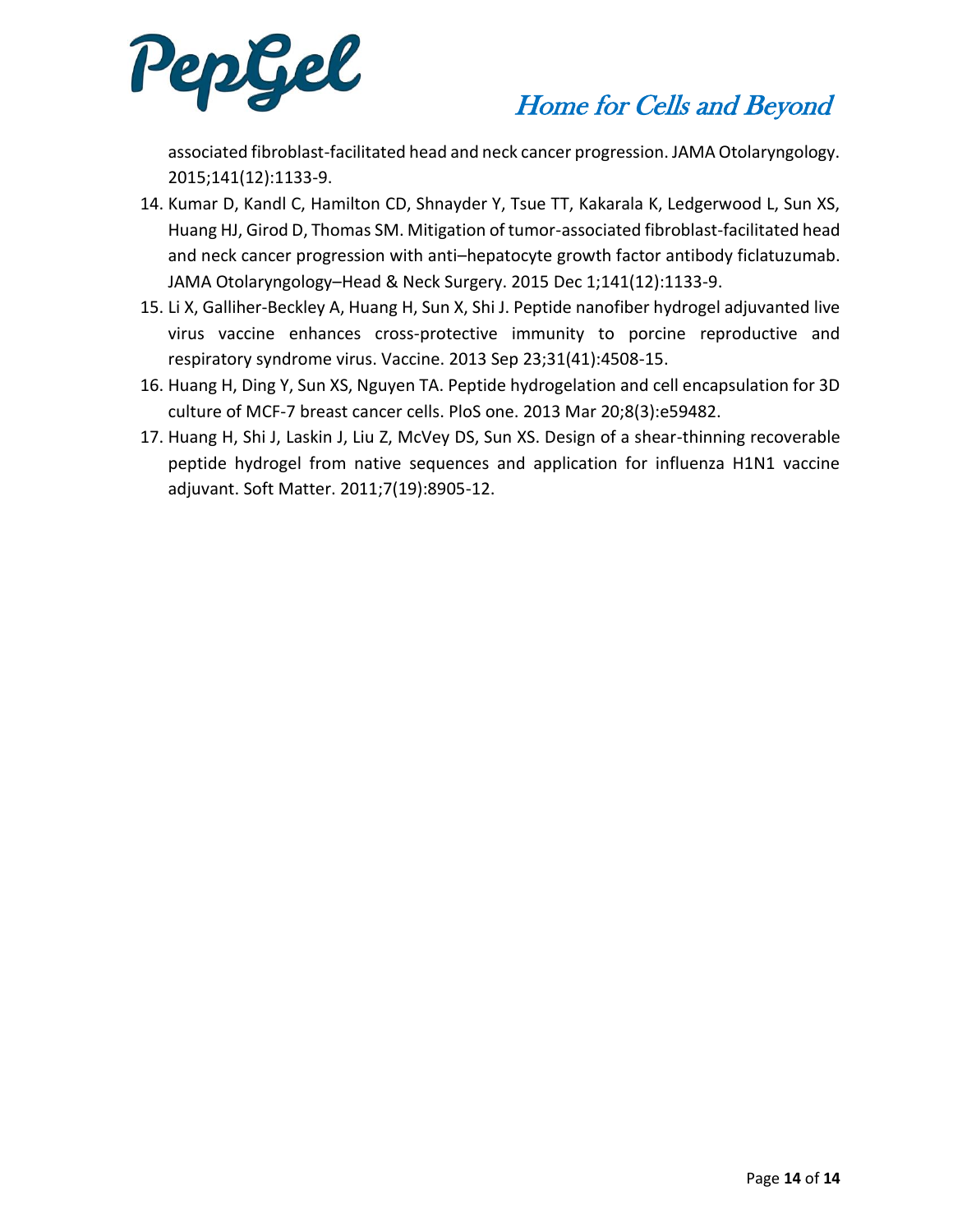associated fibroblast-facilitated head and neck cancer progression. JAMA Otolaryngology. 2015;141(12):1133-9.

14. Kumar D, Kandl C, Hamilton CD, Shnayder Y, Tsue TT, Kakarala K, Ledgerwood L, Sun XS, Huang HJ, Girod D, Thomas SM. Mitigation of tumor-associated fibroblast-facilitated head and neck cancer progression with anti–hepatocyte growth factor antibody ficlatuzumab. JAMA Otolaryngology–Head & Neck Surgery. 2015 Dec 1;141(12):1133-9.
15. Li X, Galliher-Beckley A, Huang H, Sun X, Shi J. Peptide nanofiber hydrogel adjuvanted live virus vaccine enhances cross-protective immunity to porcine reproductive and respiratory syndrome virus. Vaccine. 2013 Sep 23;31(41):4508-15.
16. Huang H, Ding Y, Sun XS, Nguyen TA. Peptide hydrogelation and cell encapsulation for 3D culture of MCF-7 breast cancer cells. PloS one. 2013 Mar 20;8(3):e59482.
17. Huang H, Shi J, Laskin J, Liu Z, McVey DS, Sun XS. Design of a shear-thinning recoverable peptide hydrogel from native sequences and application for influenza H1N1 vaccine adjuvant. Soft Matter. 2011;7(19):8905-12.